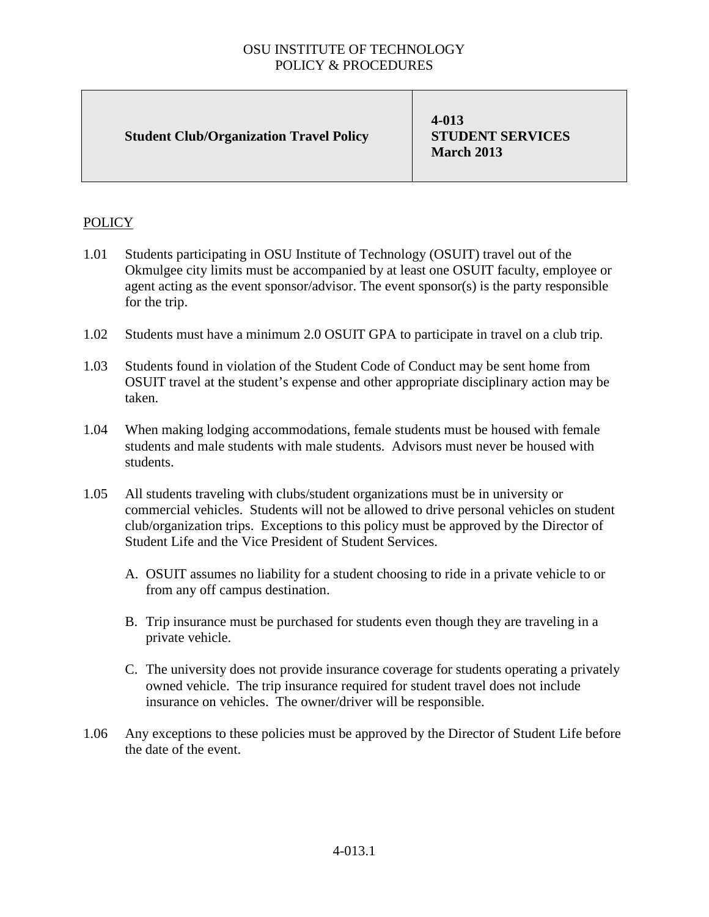OSU INSTITUTE OF TECHNOLOGY
POLICY & PROCEDURES

| **Student Club/Organization Travel Policy** | **4-013**<br>**STUDENT SERVICES**<br>**March 2013** |
|---|---|

## POLICY

1.01 Students participating in OSU Institute of Technology (OSUIT) travel out of the Okmulgee city limits must be accompanied by at least one OSUIT faculty, employee or agent acting as the event sponsor/advisor. The event sponsor(s) is the party responsible for the trip.

1.02 Students must have a minimum 2.0 OSUIT GPA to participate in travel on a club trip.

1.03 Students found in violation of the Student Code of Conduct may be sent home from OSUIT travel at the student's expense and other appropriate disciplinary action may be taken.

1.04 When making lodging accommodations, female students must be housed with female students and male students with male students. Advisors must never be housed with students.

1.05 All students traveling with clubs/student organizations must be in university or commercial vehicles. Students will not be allowed to drive personal vehicles on student club/organization trips. Exceptions to this policy must be approved by the Director of Student Life and the Vice President of Student Services.

   A. OSUIT assumes no liability for a student choosing to ride in a private vehicle to or from any off campus destination.

   B. Trip insurance must be purchased for students even though they are traveling in a private vehicle.

   C. The university does not provide insurance coverage for students operating a privately owned vehicle. The trip insurance required for student travel does not include insurance on vehicles. The owner/driver will be responsible.

1.06 Any exceptions to these policies must be approved by the Director of Student Life before the date of the event.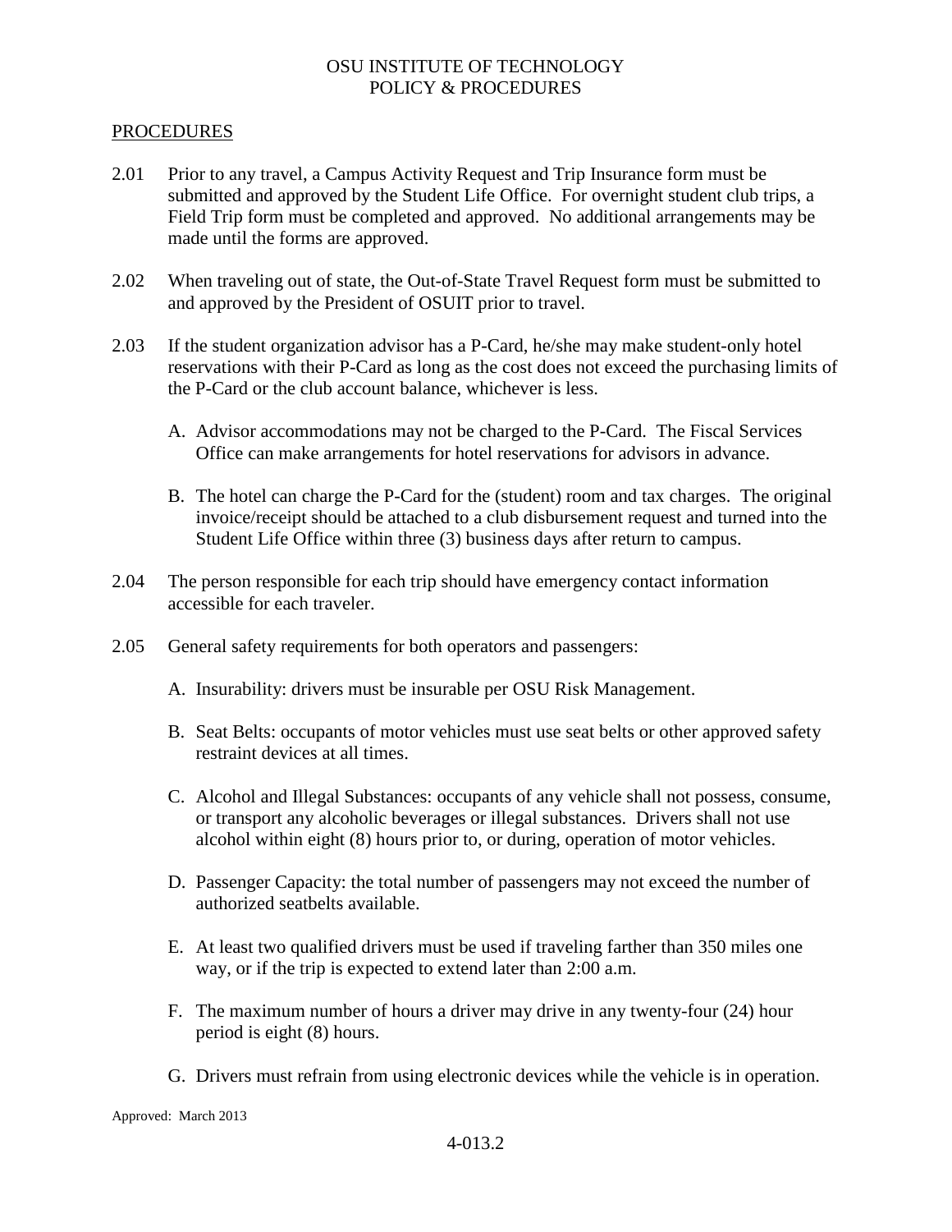## PROCEDURES

2.01 Prior to any travel, a Campus Activity Request and Trip Insurance form must be submitted and approved by the Student Life Office. For overnight student club trips, a Field Trip form must be completed and approved. No additional arrangements may be made until the forms are approved.

2.02 When traveling out of state, the Out-of-State Travel Request form must be submitted to and approved by the President of OSUIT prior to travel.

2.03 If the student organization advisor has a P-Card, he/she may make student-only hotel reservations with their P-Card as long as the cost does not exceed the purchasing limits of the P-Card or the club account balance, whichever is less.

   A. Advisor accommodations may not be charged to the P-Card. The Fiscal Services Office can make arrangements for hotel reservations for advisors in advance.

   B. The hotel can charge the P-Card for the (student) room and tax charges. The original invoice/receipt should be attached to a club disbursement request and turned into the Student Life Office within three (3) business days after return to campus.

2.04 The person responsible for each trip should have emergency contact information accessible for each traveler.

2.05 General safety requirements for both operators and passengers:

   A. Insurability: drivers must be insurable per OSU Risk Management.

   B. Seat Belts: occupants of motor vehicles must use seat belts or other approved safety restraint devices at all times.

   C. Alcohol and Illegal Substances: occupants of any vehicle shall not possess, consume, or transport any alcoholic beverages or illegal substances. Drivers shall not use alcohol within eight (8) hours prior to, or during, operation of motor vehicles.

   D. Passenger Capacity: the total number of passengers may not exceed the number of authorized seatbelts available.

   E. At least two qualified drivers must be used if traveling farther than 350 miles one way, or if the trip is expected to extend later than 2:00 a.m.

   F. The maximum number of hours a driver may drive in any twenty-four (24) hour period is eight (8) hours.

   G. Drivers must refrain from using electronic devices while the vehicle is in operation.

Approved: March 2013

4-013.2